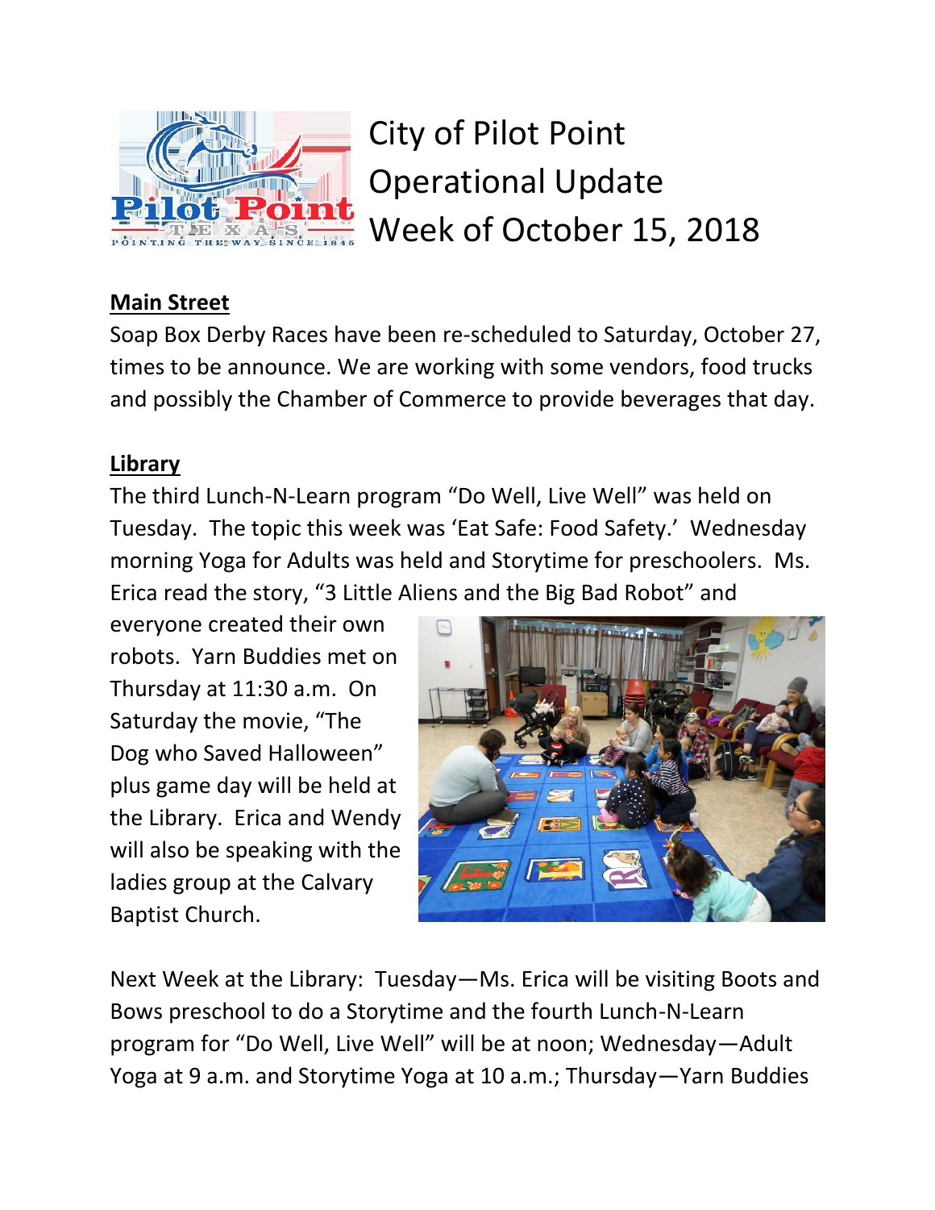# City of Pilot Point Operational Update Week of October 15, 2018

## Main Street

Soap Box Derby Races have been re-scheduled to Saturday, October 27, times to be announce. We are working with some vendors, food trucks and possibly the Chamber of Commerce to provide beverages that day.

## Library

The third Lunch-N-Learn program "Do Well, Live Well" was held on Tuesday. The topic this week was 'Eat Safe: Food Safety.' Wednesday morning Yoga for Adults was held and Storytime for preschoolers. Ms. Erica read the story, "3 Little Aliens and the Big Bad Robot" and everyone created their own robots. Yarn Buddies met on Thursday at 11:30 a.m. On Saturday the movie, "The Dog who Saved Halloween" plus game day will be held at the Library. Erica and Wendy will also be speaking with the ladies group at the Calvary Baptist Church.

Next Week at the Library: Tuesday—Ms. Erica will be visiting Boots and Bows preschool to do a Storytime and the fourth Lunch-N-Learn program for "Do Well, Live Well" will be at noon; Wednesday—Adult Yoga at 9 a.m. and Storytime Yoga at 10 a.m.; Thursday—Yarn Buddies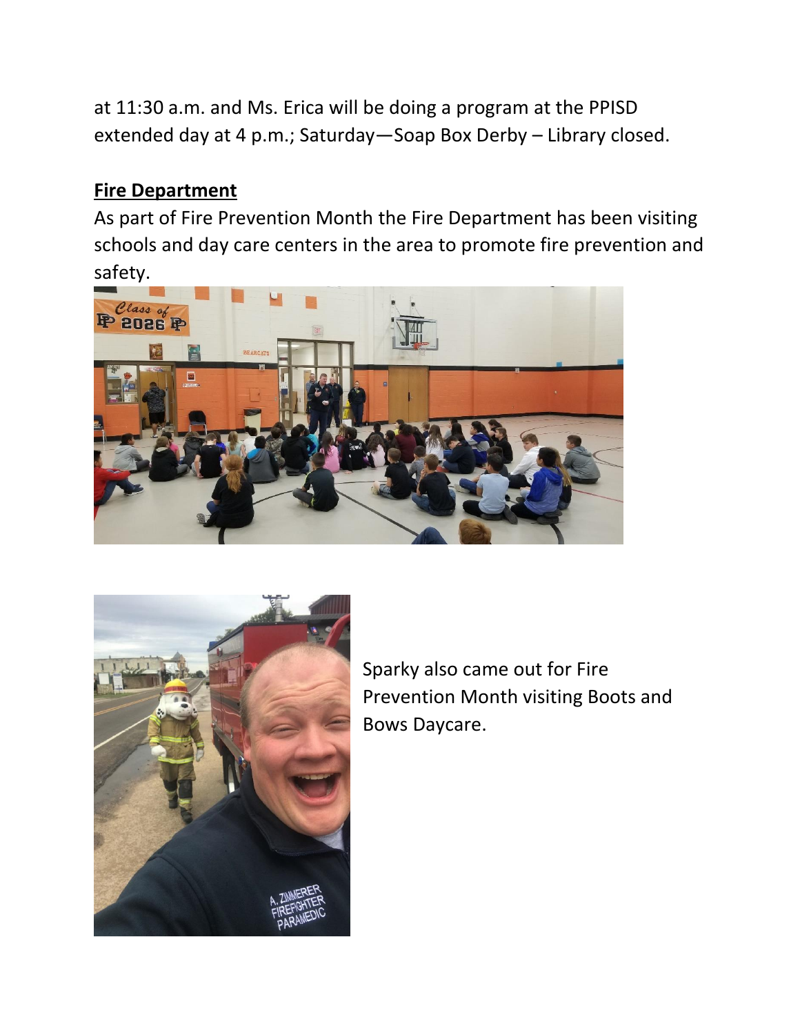at 11:30 a.m. and Ms. Erica will be doing a program at the PPISD extended day at 4 p.m.; Saturday—Soap Box Derby – Library closed.

**Fire Department**

As part of Fire Prevention Month the Fire Department has been visiting schools and day care centers in the area to promote fire prevention and safety.

Sparky also came out for Fire Prevention Month visiting Boots and Bows Daycare.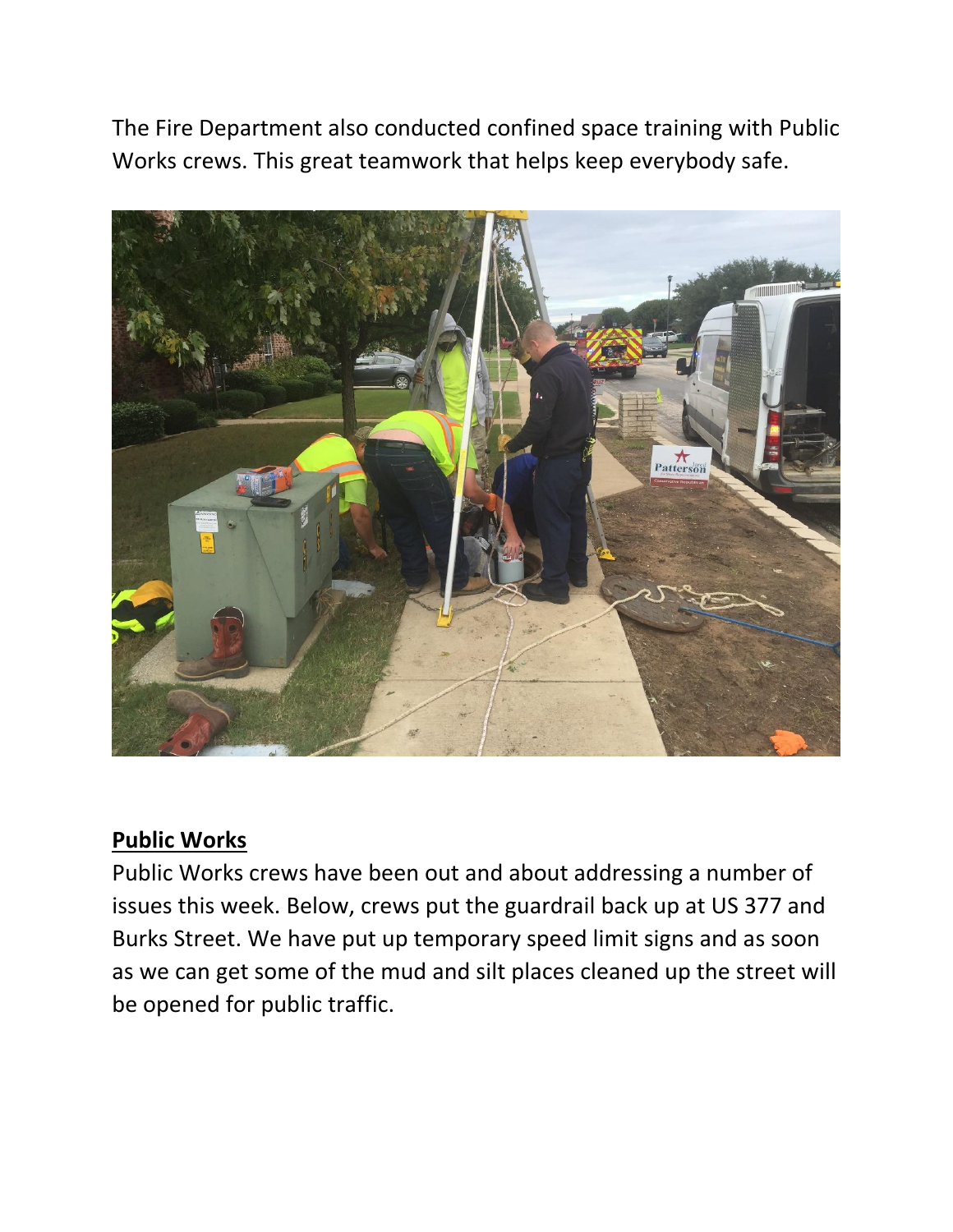The Fire Department also conducted confined space training with Public Works crews. This great teamwork that helps keep everybody safe.

## Public Works

Public Works crews have been out and about addressing a number of issues this week. Below, crews put the guardrail back up at US 377 and Burks Street. We have put up temporary speed limit signs and as soon as we can get some of the mud and silt places cleaned up the street will be opened for public traffic.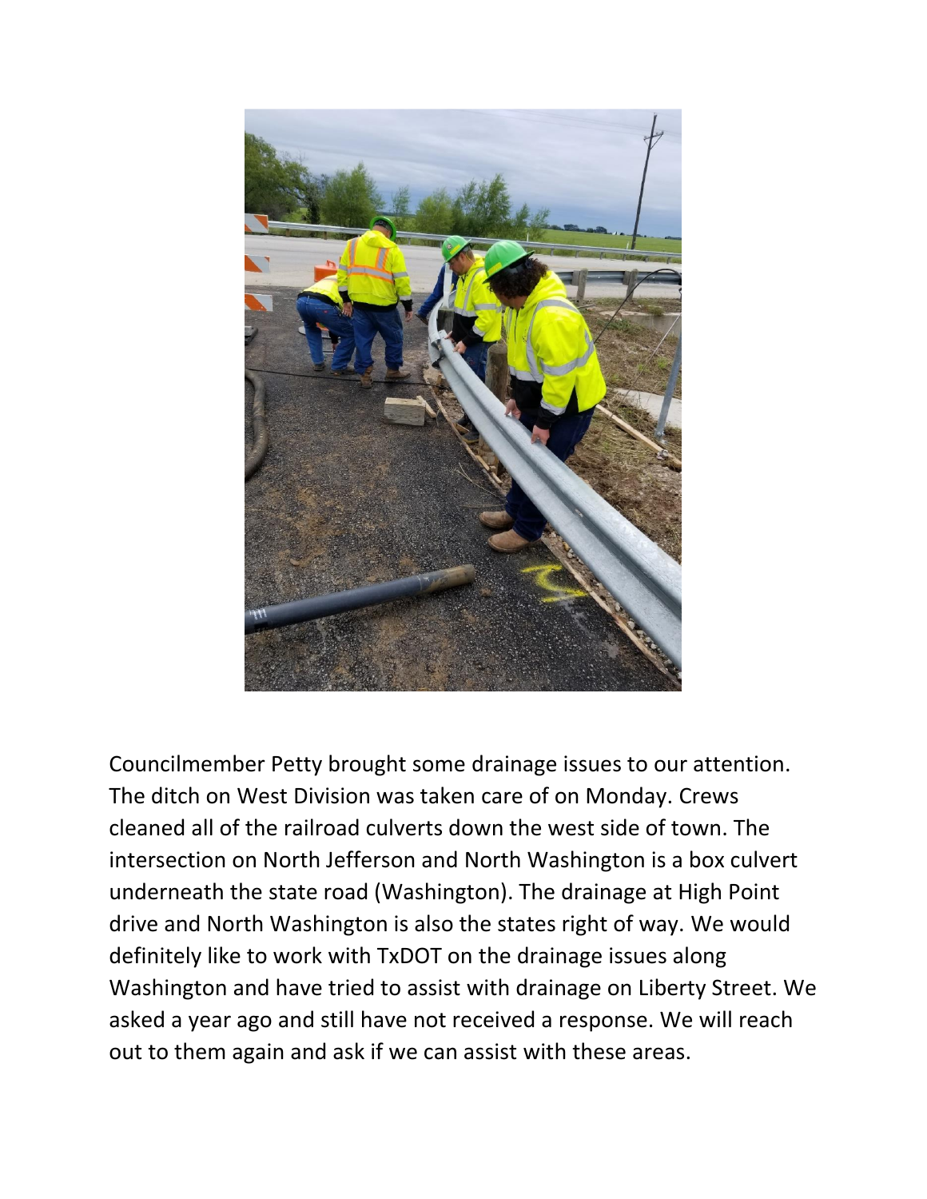Councilmember Petty brought some drainage issues to our attention. The ditch on West Division was taken care of on Monday. Crews cleaned all of the railroad culverts down the west side of town. The intersection on North Jefferson and North Washington is a box culvert underneath the state road (Washington). The drainage at High Point drive and North Washington is also the states right of way. We would definitely like to work with TxDOT on the drainage issues along Washington and have tried to assist with drainage on Liberty Street. We asked a year ago and still have not received a response. We will reach out to them again and ask if we can assist with these areas.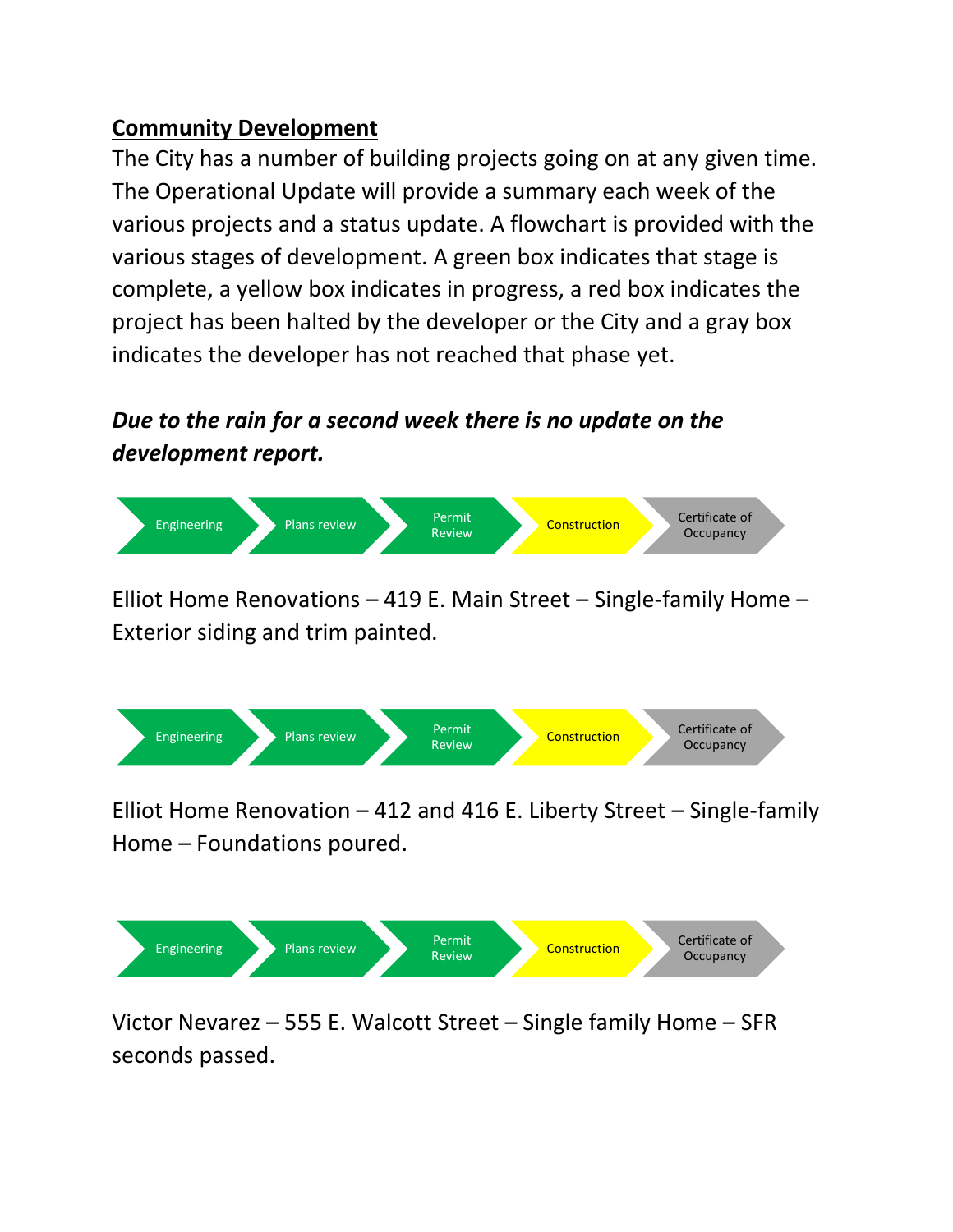## Community Development

The City has a number of building projects going on at any given time. The Operational Update will provide a summary each week of the various projects and a status update. A flowchart is provided with the various stages of development. A green box indicates that stage is complete, a yellow box indicates in progress, a red box indicates the project has been halted by the developer or the City and a gray box indicates the developer has not reached that phase yet.

***Due to the rain for a second week there is no update on the development report.***

Engineering → Plans review → Permit Review → Construction → Certificate of Occupancy

Elliot Home Renovations – 419 E. Main Street – Single-family Home – Exterior siding and trim painted.

Engineering → Plans review → Permit Review → Construction → Certificate of Occupancy

Elliot Home Renovation – 412 and 416 E. Liberty Street – Single-family Home – Foundations poured.

Engineering → Plans review → Permit Review → Construction → Certificate of Occupancy

Victor Nevarez – 555 E. Walcott Street – Single family Home – SFR seconds passed.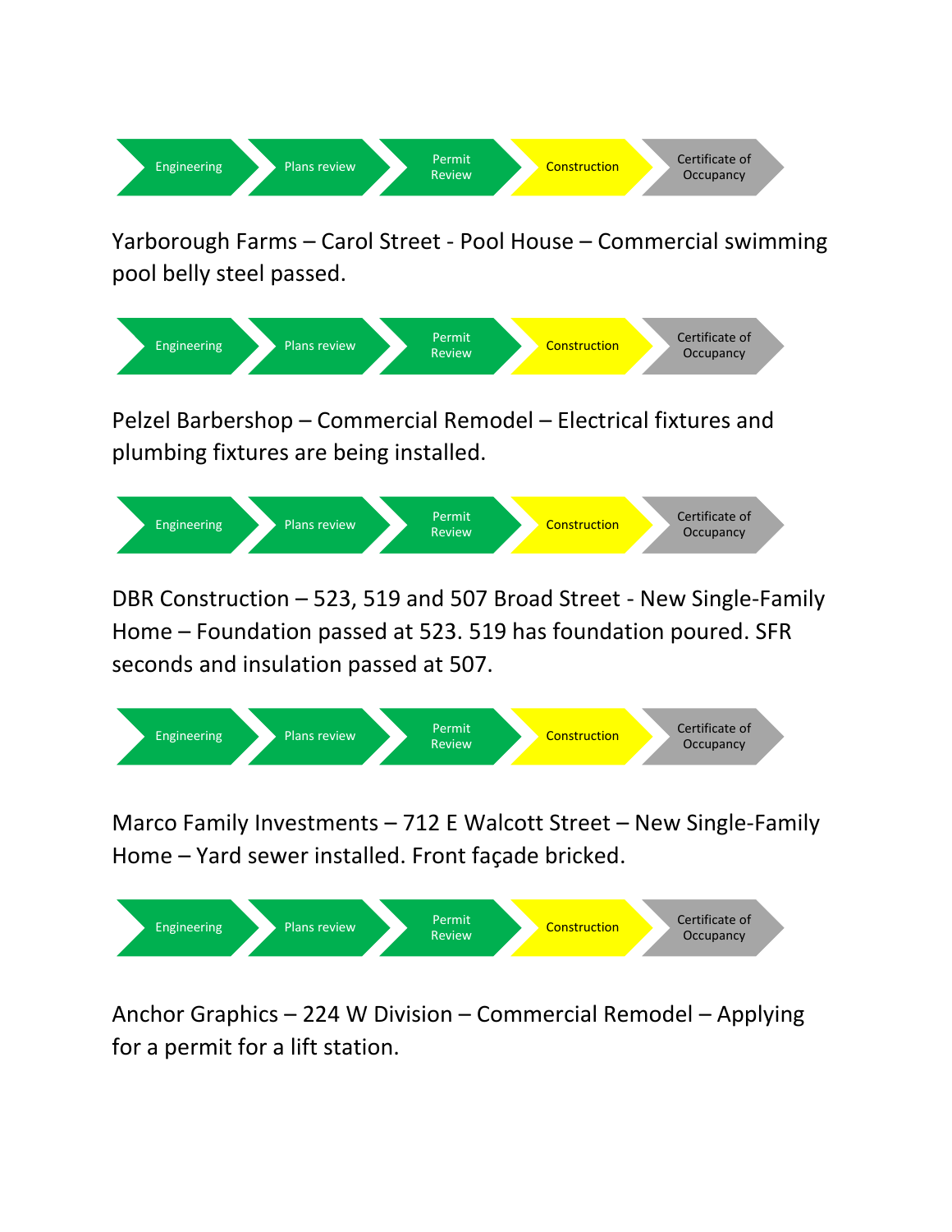Engineering → Plans review → Permit Review → Construction → Certificate of Occupancy

Yarborough Farms – Carol Street - Pool House – Commercial swimming pool belly steel passed.

Engineering → Plans review → Permit Review → Construction → Certificate of Occupancy

Pelzel Barbershop – Commercial Remodel – Electrical fixtures and plumbing fixtures are being installed.

Engineering → Plans review → Permit Review → Construction → Certificate of Occupancy

DBR Construction – 523, 519 and 507 Broad Street - New Single-Family Home – Foundation passed at 523. 519 has foundation poured. SFR seconds and insulation passed at 507.

Engineering → Plans review → Permit Review → Construction → Certificate of Occupancy

Marco Family Investments – 712 E Walcott Street – New Single-Family Home – Yard sewer installed. Front façade bricked.

Engineering → Plans review → Permit Review → Construction → Certificate of Occupancy

Anchor Graphics – 224 W Division – Commercial Remodel – Applying for a permit for a lift station.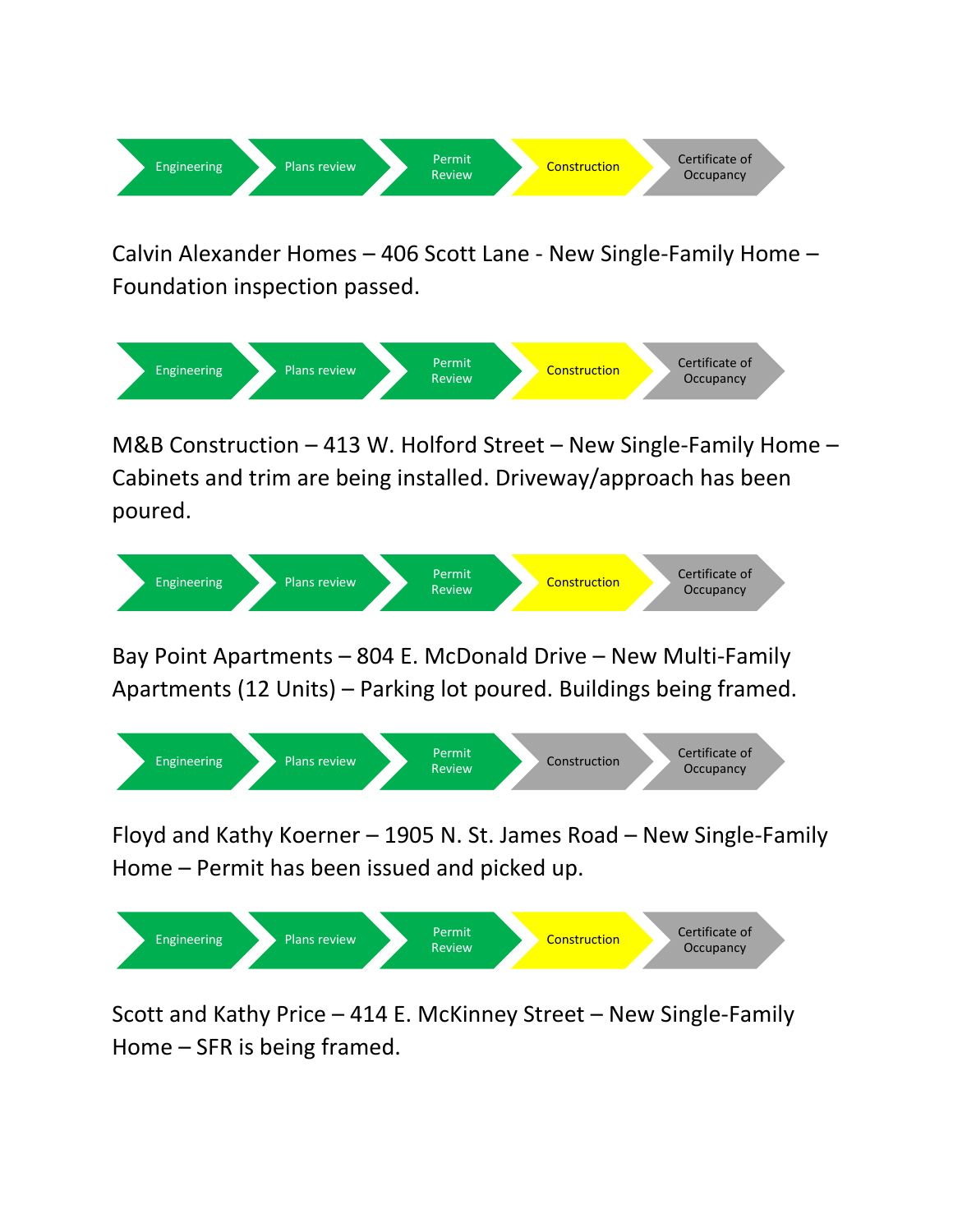Engineering → Plans review → Permit Review → Construction → Certificate of Occupancy

Calvin Alexander Homes – 406 Scott Lane - New Single-Family Home – Foundation inspection passed.

Engineering → Plans review → Permit Review → Construction → Certificate of Occupancy

M&B Construction – 413 W. Holford Street – New Single-Family Home – Cabinets and trim are being installed. Driveway/approach has been poured.

Engineering → Plans review → Permit Review → Construction → Certificate of Occupancy

Bay Point Apartments – 804 E. McDonald Drive – New Multi-Family Apartments (12 Units) – Parking lot poured. Buildings being framed.

Engineering → Plans review → Permit Review → Construction → Certificate of Occupancy

Floyd and Kathy Koerner – 1905 N. St. James Road – New Single-Family Home – Permit has been issued and picked up.

Engineering → Plans review → Permit Review → Construction → Certificate of Occupancy

Scott and Kathy Price – 414 E. McKinney Street – New Single-Family Home – SFR is being framed.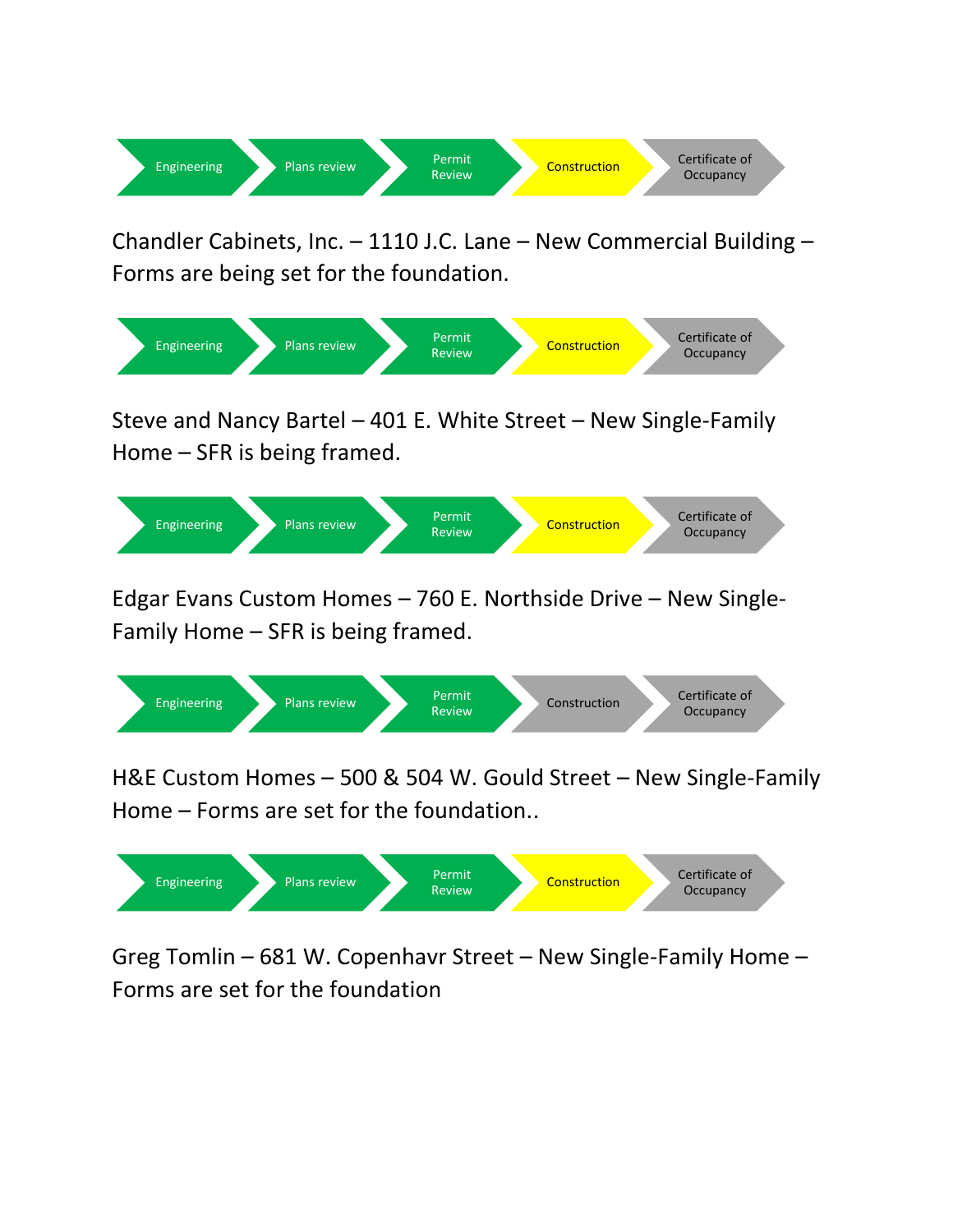Engineering → Plans review → Permit Review → Construction → Certificate of Occupancy

Chandler Cabinets, Inc. – 1110 J.C. Lane – New Commercial Building – Forms are being set for the foundation.

Engineering → Plans review → Permit Review → Construction → Certificate of Occupancy

Steve and Nancy Bartel – 401 E. White Street – New Single-Family Home – SFR is being framed.

Engineering → Plans review → Permit Review → Construction → Certificate of Occupancy

Edgar Evans Custom Homes – 760 E. Northside Drive – New Single-Family Home – SFR is being framed.

Engineering → Plans review → Permit Review → Construction → Certificate of Occupancy

H&E Custom Homes – 500 & 504 W. Gould Street – New Single-Family Home – Forms are set for the foundation..

Engineering → Plans review → Permit Review → Construction → Certificate of Occupancy

Greg Tomlin – 681 W. Copenhavr Street – New Single-Family Home – Forms are set for the foundation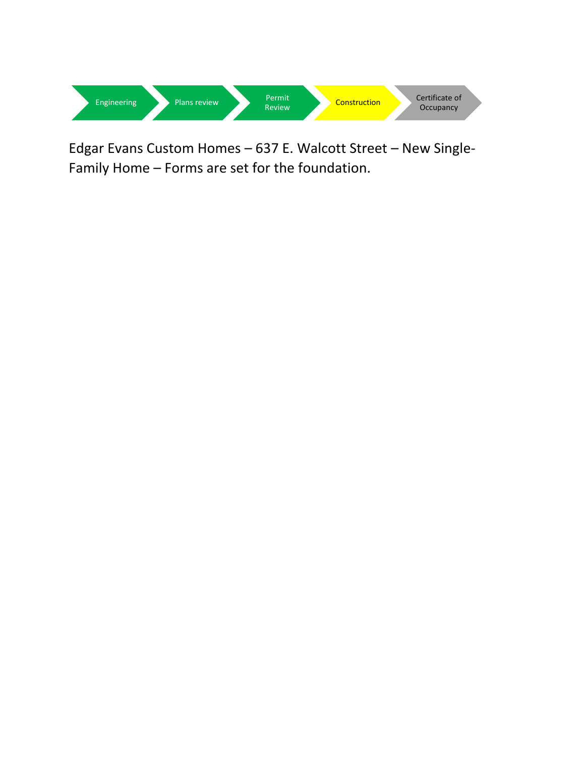Engineering
Plans review
Permit Review
Construction
Certificate of Occupancy

Edgar Evans Custom Homes – 637 E. Walcott Street – New Single-Family Home – Forms are set for the foundation.